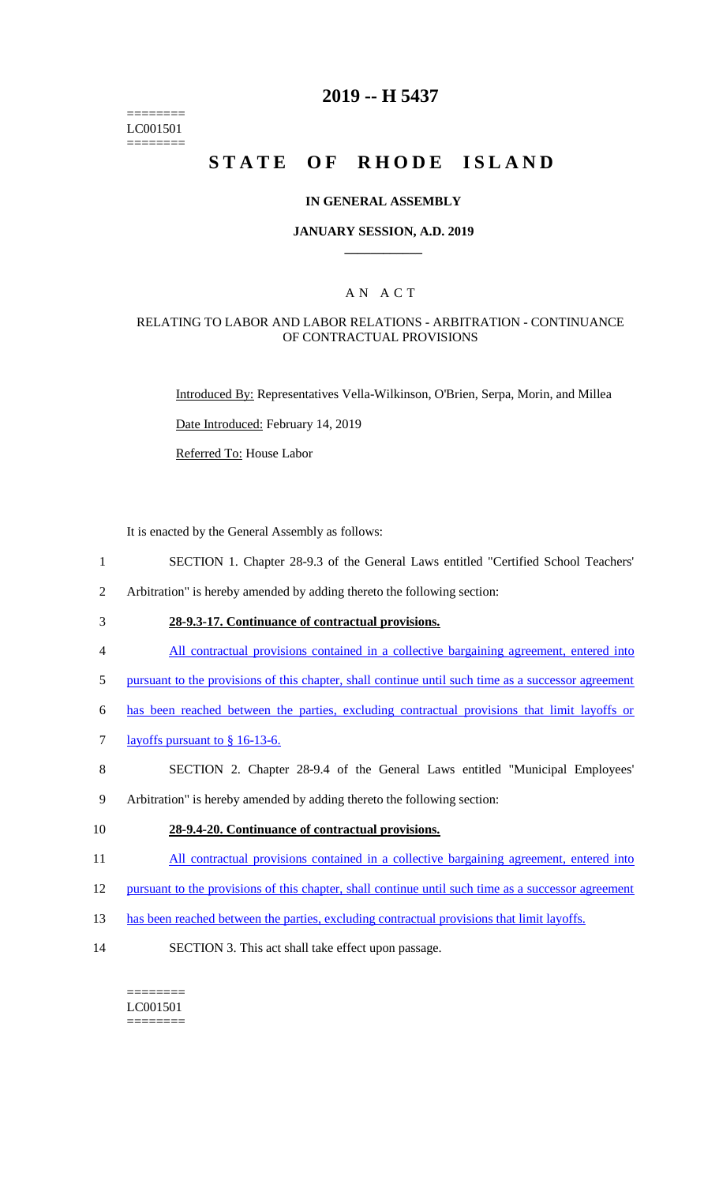========
LC001501
========

# 2019 -- H 5437

# STATE OF RHODE ISLAND

## IN GENERAL ASSEMBLY

### JANUARY SESSION, A.D. 2019

## A N A C T

### RELATING TO LABOR AND LABOR RELATIONS - ARBITRATION - CONTINUANCE OF CONTRACTUAL PROVISIONS

Introduced By: Representatives Vella-Wilkinson, O'Brien, Serpa, Morin, and Millea

Date Introduced: February 14, 2019

Referred To: House Labor

It is enacted by the General Assembly as follows:

1 SECTION 1. Chapter 28-9.3 of the General Laws entitled "Certified School Teachers'
2 Arbitration" is hereby amended by adding thereto the following section:

3 **28-9.3-17. Continuance of contractual provisions.**

4 All contractual provisions contained in a collective bargaining agreement, entered into
5 pursuant to the provisions of this chapter, shall continue until such time as a successor agreement
6 has been reached between the parties, excluding contractual provisions that limit layoffs or
7 layoffs pursuant to § 16-13-6.

8 SECTION 2. Chapter 28-9.4 of the General Laws entitled "Municipal Employees'
9 Arbitration" is hereby amended by adding thereto the following section:

10 **28-9.4-20. Continuance of contractual provisions.**

11 All contractual provisions contained in a collective bargaining agreement, entered into
12 pursuant to the provisions of this chapter, shall continue until such time as a successor agreement
13 has been reached between the parties, excluding contractual provisions that limit layoffs.

14 SECTION 3. This act shall take effect upon passage.

========
LC001501
========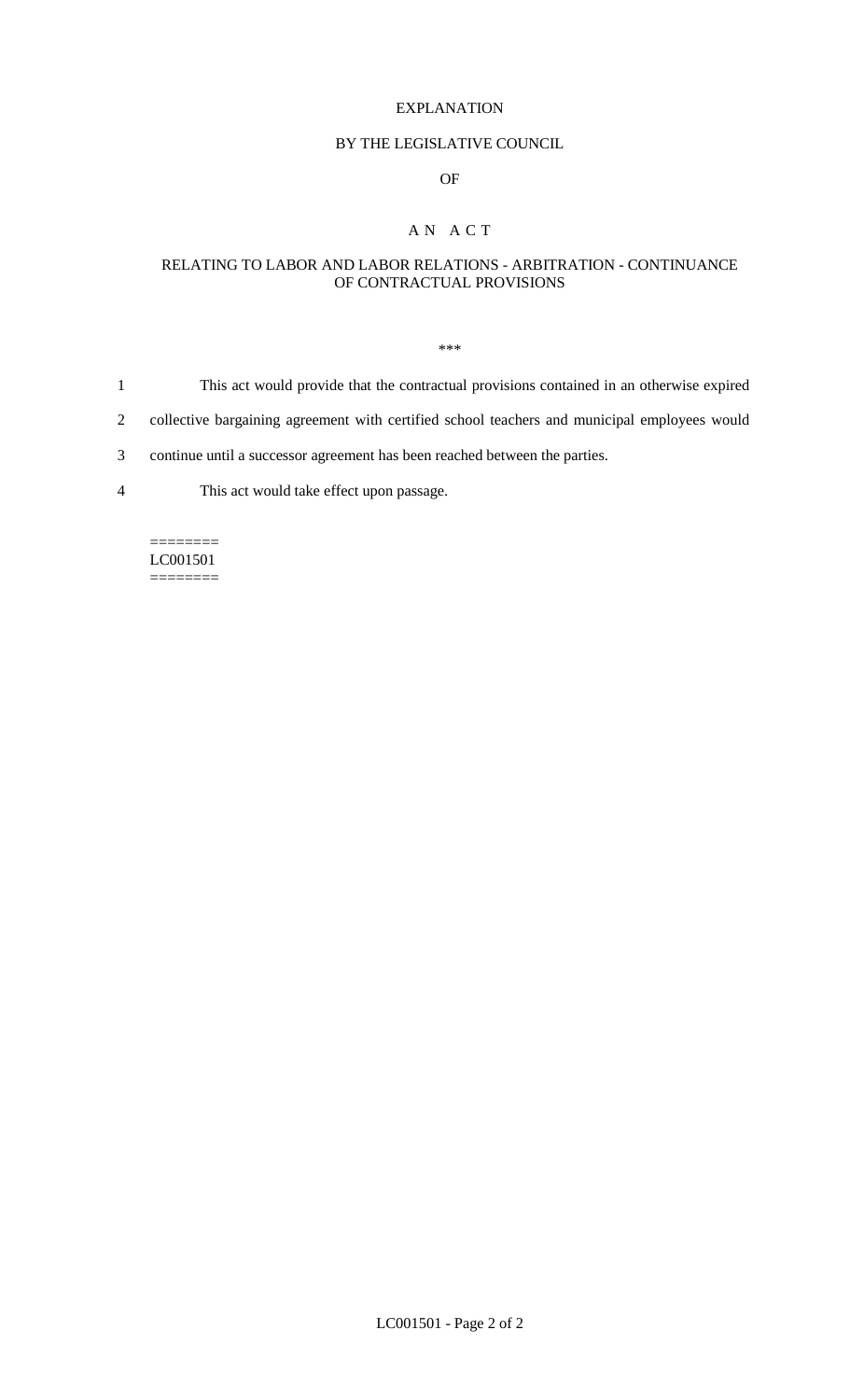EXPLANATION

BY THE LEGISLATIVE COUNCIL

OF

# A N A C T

## RELATING TO LABOR AND LABOR RELATIONS - ARBITRATION - CONTINUANCE OF CONTRACTUAL PROVISIONS

\*\*\*

1 This act would provide that the contractual provisions contained in an otherwise expired

2 collective bargaining agreement with certified school teachers and municipal employees would

3 continue until a successor agreement has been reached between the parties.

4 This act would take effect upon passage.

========
LC001501
========